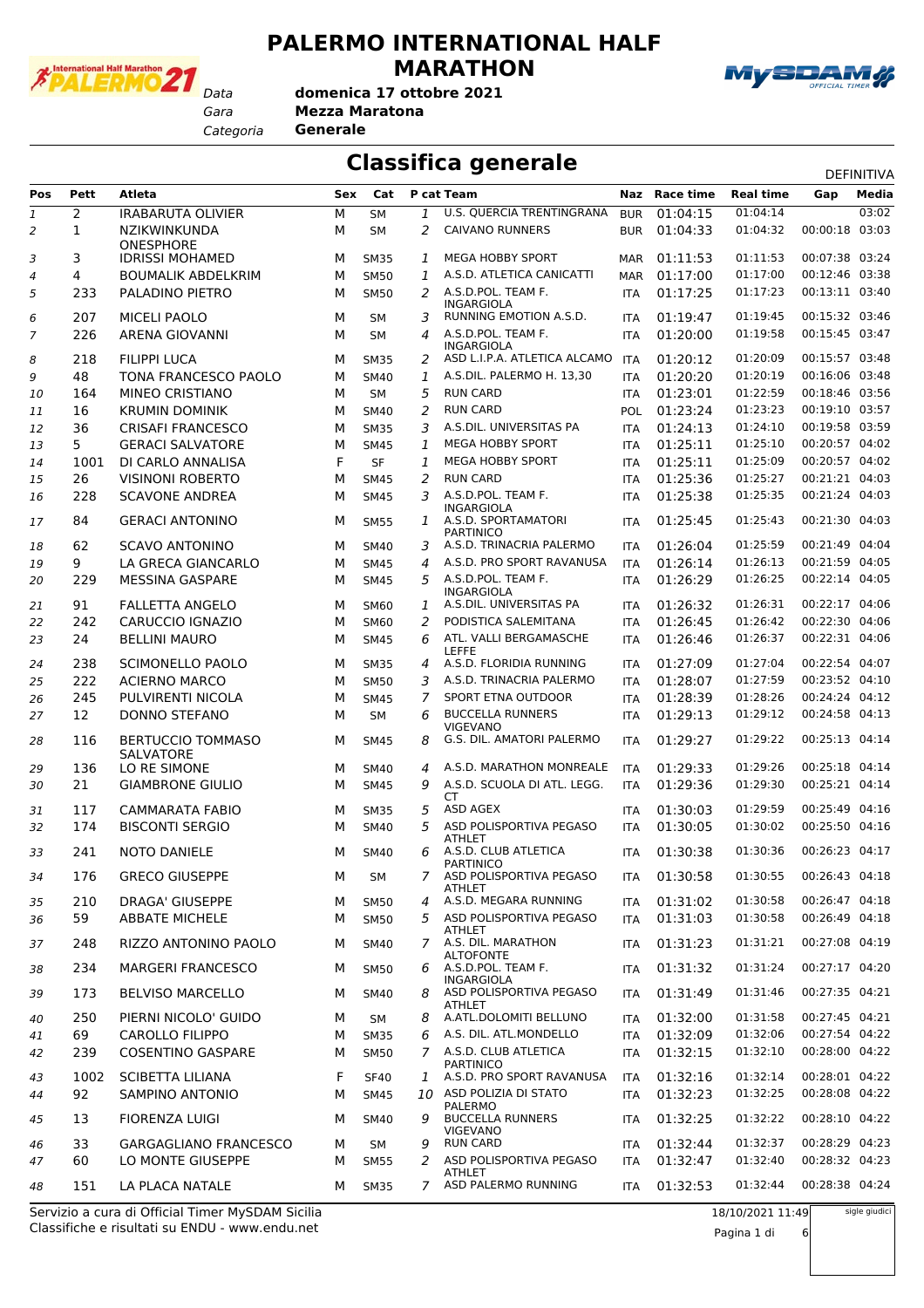# PALERMO INTERNATIONAL HALF MARATHON

*Data* **domenica 17 ottobre 2021**
*Gara* **Mezza Maratona**
*Categoria* **Generale**

## Classifica generale

DEFINITIVA

| Pos | Pett | Atleta | Sex | Cat | P cat | Team | Naz | Race time | Real time | Gap | Media |
|---|---|---|---|---|---|---|---|---|---|---|---|
| 1 | 2 | IRABARUTA OLIVIER | M | SM | 1 | U.S. QUERCIA TRENTINGRANA | BUR | 01:04:15 | 01:04:14 | | 03:02 |
| 2 | 1 | NZIKWINKUNDA ONESPHORE | M | SM | 2 | CAIVANO RUNNERS | BUR | 01:04:33 | 01:04:32 | 00:00:18 | 03:03 |
| 3 | 3 | IDRISSI MOHAMED | M | SM35 | 1 | MEGA HOBBY SPORT | MAR | 01:11:53 | 01:11:53 | 00:07:38 | 03:24 |
| 4 | 4 | BOUMALIK ABDELKRIM | M | SM50 | 1 | A.S.D. ATLETICA CANICATTI | MAR | 01:17:00 | 01:17:00 | 00:12:46 | 03:38 |
| 5 | 233 | PALADINO PIETRO | M | SM50 | 2 | A.S.D.POL. TEAM F. INGARGIOLA | ITA | 01:17:25 | 01:17:23 | 00:13:11 | 03:40 |
| 6 | 207 | MICELI PAOLO | M | SM | 3 | RUNNING EMOTION A.S.D. | ITA | 01:19:47 | 01:19:45 | 00:15:32 | 03:46 |
| 7 | 226 | ARENA GIOVANNI | M | SM | 4 | A.S.D.POL. TEAM F. INGARGIOLA | ITA | 01:20:00 | 01:19:58 | 00:15:45 | 03:47 |
| 8 | 218 | FILIPPI LUCA | M | SM35 | 2 | ASD L.I.P.A. ATLETICA ALCAMO | ITA | 01:20:12 | 01:20:09 | 00:15:57 | 03:48 |
| 9 | 48 | TONA FRANCESCO PAOLO | M | SM40 | 1 | A.S.DIL. PALERMO H. 13,30 | ITA | 01:20:20 | 01:20:19 | 00:16:06 | 03:48 |
| 10 | 164 | MINEO CRISTIANO | M | SM | 5 | RUN CARD | ITA | 01:23:01 | 01:22:59 | 00:18:46 | 03:56 |
| 11 | 16 | KRUMIN DOMINIK | M | SM40 | 2 | RUN CARD | POL | 01:23:24 | 01:23:23 | 00:19:10 | 03:57 |
| 12 | 36 | CRISAFI FRANCESCO | M | SM35 | 3 | A.S.DIL. UNIVERSITAS PA | ITA | 01:24:13 | 01:24:10 | 00:19:58 | 03:59 |
| 13 | 5 | GERACI SALVATORE | M | SM45 | 1 | MEGA HOBBY SPORT | ITA | 01:25:11 | 01:25:10 | 00:20:57 | 04:02 |
| 14 | 1001 | DI CARLO ANNALISA | F | SF | 1 | MEGA HOBBY SPORT | ITA | 01:25:11 | 01:25:09 | 00:20:57 | 04:02 |
| 15 | 26 | VISINONI ROBERTO | M | SM45 | 2 | RUN CARD | ITA | 01:25:36 | 01:25:27 | 00:21:21 | 04:03 |
| 16 | 228 | SCAVONE ANDREA | M | SM45 | 3 | A.S.D.POL. TEAM F. INGARGIOLA | ITA | 01:25:38 | 01:25:35 | 00:21:24 | 04:03 |
| 17 | 84 | GERACI ANTONINO | M | SM55 | 1 | A.S.D. SPORTAMATORI PARTINICO | ITA | 01:25:45 | 01:25:43 | 00:21:30 | 04:03 |
| 18 | 62 | SCAVO ANTONINO | M | SM40 | 3 | A.S.D. TRINACRIA PALERMO | ITA | 01:26:04 | 01:25:59 | 00:21:49 | 04:04 |
| 19 | 9 | LA GRECA GIANCARLO | M | SM45 | 4 | A.S.D. PRO SPORT RAVANUSA | ITA | 01:26:14 | 01:26:13 | 00:21:59 | 04:05 |
| 20 | 229 | MESSINA GASPARE | M | SM45 | 5 | A.S.D.POL. TEAM F. INGARGIOLA | ITA | 01:26:29 | 01:26:25 | 00:22:14 | 04:05 |
| 21 | 91 | FALLETTA ANGELO | M | SM60 | 1 | A.S.DIL. UNIVERSITAS PA | ITA | 01:26:32 | 01:26:31 | 00:22:17 | 04:06 |
| 22 | 242 | CARUCCIO IGNAZIO | M | SM60 | 2 | PODISTICA SALEMITANA | ITA | 01:26:45 | 01:26:42 | 00:22:30 | 04:06 |
| 23 | 24 | BELLINI MAURO | M | SM45 | 6 | ATL. VALLI BERGAMASCHE LEFFE | ITA | 01:26:46 | 01:26:37 | 00:22:31 | 04:06 |
| 24 | 238 | SCIMONELLO PAOLO | M | SM35 | 4 | A.S.D. FLORIDIA RUNNING | ITA | 01:27:09 | 01:27:04 | 00:22:54 | 04:07 |
| 25 | 222 | ACIERNO MARCO | M | SM50 | 3 | A.S.D. TRINACRIA PALERMO | ITA | 01:28:07 | 01:27:59 | 00:23:52 | 04:10 |
| 26 | 245 | PULVIRENTI NICOLA | M | SM45 | 7 | SPORT ETNA OUTDOOR | ITA | 01:28:39 | 01:28:26 | 00:24:24 | 04:12 |
| 27 | 12 | DONNO STEFANO | M | SM | 6 | BUCCELLA RUNNERS VIGEVANO | ITA | 01:29:13 | 01:29:12 | 00:24:58 | 04:13 |
| 28 | 116 | BERTUCCIO TOMMASO SALVATORE | M | SM45 | 8 | G.S. DIL. AMATORI PALERMO | ITA | 01:29:27 | 01:29:22 | 00:25:13 | 04:14 |
| 29 | 136 | LO RE SIMONE | M | SM40 | 4 | A.S.D. MARATHON MONREALE | ITA | 01:29:33 | 01:29:26 | 00:25:18 | 04:14 |
| 30 | 21 | GIAMBRONE GIULIO | M | SM45 | 9 | A.S.D. SCUOLA DI ATL. LEGG. CT | ITA | 01:29:36 | 01:29:30 | 00:25:21 | 04:14 |
| 31 | 117 | CAMMARATA FABIO | M | SM35 | 5 | ASD AGEX | ITA | 01:30:03 | 01:29:59 | 00:25:49 | 04:16 |
| 32 | 174 | BISCONTI SERGIO | M | SM40 | 5 | ASD POLISPORTIVA PEGASO ATHLET | ITA | 01:30:05 | 01:30:02 | 00:25:50 | 04:16 |
| 33 | 241 | NOTO DANIELE | M | SM40 | 6 | A.S.D. CLUB ATLETICA PARTINICO | ITA | 01:30:38 | 01:30:36 | 00:26:23 | 04:17 |
| 34 | 176 | GRECO GIUSEPPE | M | SM | 7 | ASD POLISPORTIVA PEGASO ATHLET | ITA | 01:30:58 | 01:30:55 | 00:26:43 | 04:18 |
| 35 | 210 | DRAGA' GIUSEPPE | M | SM50 | 4 | A.S.D. MEGARA RUNNING | ITA | 01:31:02 | 01:30:58 | 00:26:47 | 04:18 |
| 36 | 59 | ABBATE MICHELE | M | SM50 | 5 | ASD POLISPORTIVA PEGASO ATHLET | ITA | 01:31:03 | 01:30:58 | 00:26:49 | 04:18 |
| 37 | 248 | RIZZO ANTONINO PAOLO | M | SM40 | 7 | A.S. DIL. MARATHON ALTOFONTE | ITA | 01:31:23 | 01:31:21 | 00:27:08 | 04:19 |
| 38 | 234 | MARGERI FRANCESCO | M | SM50 | 6 | A.S.D.POL. TEAM F. INGARGIOLA | ITA | 01:31:32 | 01:31:24 | 00:27:17 | 04:20 |
| 39 | 173 | BELVISO MARCELLO | M | SM40 | 8 | ASD POLISPORTIVA PEGASO ATHLET | ITA | 01:31:49 | 01:31:46 | 00:27:35 | 04:21 |
| 40 | 250 | PIERNI NICOLO' GUIDO | M | SM | 8 | A.ATL.DOLOMITI BELLUNO | ITA | 01:32:00 | 01:31:58 | 00:27:45 | 04:21 |
| 41 | 69 | CAROLLO FILIPPO | M | SM35 | 6 | A.S. DIL. ATL.MONDELLO | ITA | 01:32:09 | 01:32:06 | 00:27:54 | 04:22 |
| 42 | 239 | COSENTINO GASPARE | M | SM50 | 7 | A.S.D. CLUB ATLETICA PARTINICO | ITA | 01:32:15 | 01:32:10 | 00:28:00 | 04:22 |
| 43 | 1002 | SCIBETTA LILIANA | F | SF40 | 1 | A.S.D. PRO SPORT RAVANUSA | ITA | 01:32:16 | 01:32:14 | 00:28:01 | 04:22 |
| 44 | 92 | SAMPINO ANTONIO | M | SM45 | 10 | ASD POLIZIA DI STATO PALERMO | ITA | 01:32:23 | 01:32:25 | 00:28:08 | 04:22 |
| 45 | 13 | FIORENZA LUIGI | M | SM40 | 9 | BUCCELLA RUNNERS VIGEVANO | ITA | 01:32:25 | 01:32:22 | 00:28:10 | 04:22 |
| 46 | 33 | GARGAGLIANO FRANCESCO | M | SM | 9 | RUN CARD | ITA | 01:32:44 | 01:32:37 | 00:28:29 | 04:23 |
| 47 | 60 | LO MONTE GIUSEPPE | M | SM55 | 2 | ASD POLISPORTIVA PEGASO ATHLET | ITA | 01:32:47 | 01:32:40 | 00:28:32 | 04:23 |
| 48 | 151 | LA PLACA NATALE | M | SM35 | 7 | ASD PALERMO RUNNING | ITA | 01:32:53 | 01:32:44 | 00:28:38 | 04:24 |

Servizio a cura di Official Timer MySDAM Sicilia
Classifiche e risultati su ENDU - www.endu.net

18/10/2021 11:49

sigle giudici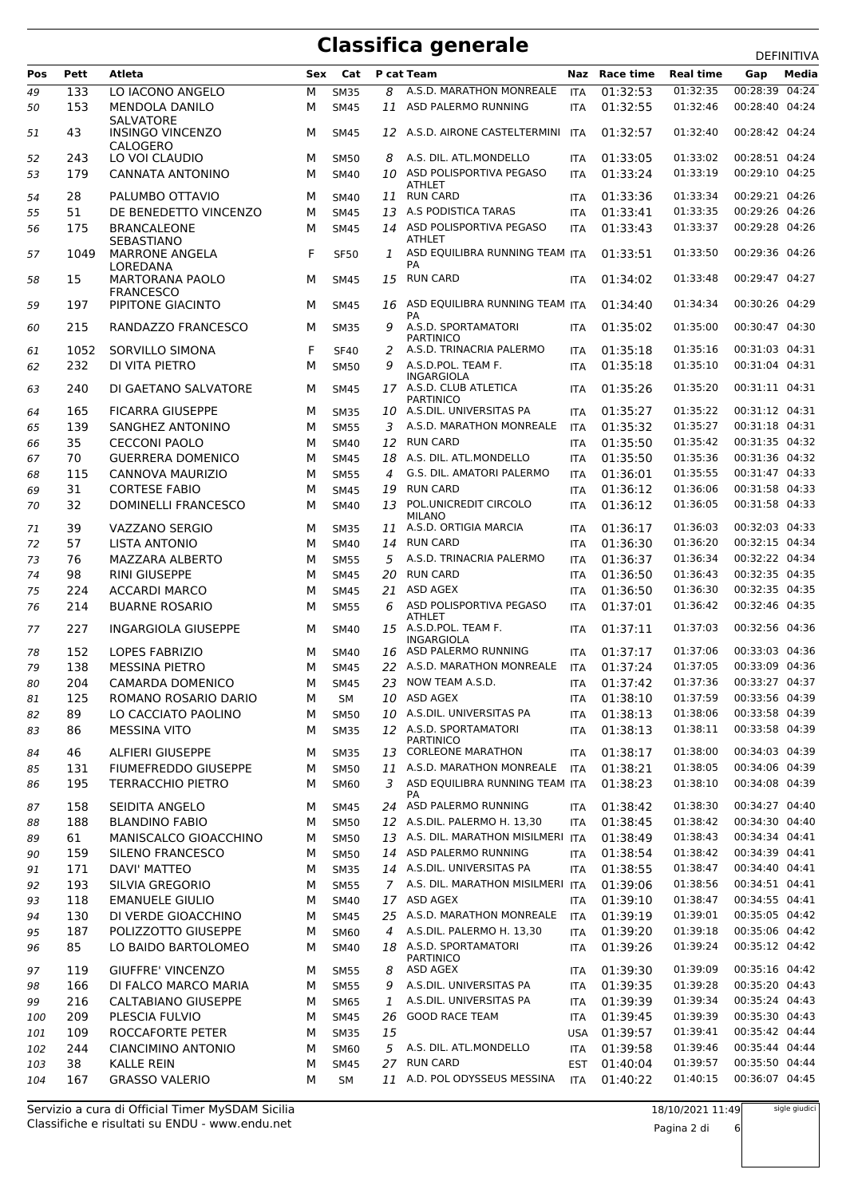# Classifica generale

DEFINITIVA

| Pos | Pett | Atleta | Sex | Cat | P cat | Team | Naz | Race time | Real time | Gap | Media |
|---|---|---|---|---|---|---|---|---|---|---|---|
| 49 | 133 | LO IACONO ANGELO | M | SM35 | 8 | A.S.D. MARATHON MONREALE | ITA | 01:32:53 | 01:32:35 | 00:28:39 | 04:24 |
| 50 | 153 | MENDOLA DANILO SALVATORE | M | SM45 | 11 | ASD PALERMO RUNNING | ITA | 01:32:55 | 01:32:46 | 00:28:40 | 04:24 |
| 51 | 43 | INSINGO VINCENZO CALOGERO | M | SM45 | 12 | A.S.D. AIRONE CASTELTERMINI | ITA | 01:32:57 | 01:32:40 | 00:28:42 | 04:24 |
| 52 | 243 | LO VOI CLAUDIO | M | SM50 | 8 | A.S. DIL. ATL.MONDELLO | ITA | 01:33:05 | 01:33:02 | 00:28:51 | 04:24 |
| 53 | 179 | CANNATA ANTONINO | M | SM40 | 10 | ASD POLISPORTIVA PEGASO ATHLET | ITA | 01:33:24 | 01:33:19 | 00:29:10 | 04:25 |
| 54 | 28 | PALUMBO OTTAVIO | M | SM40 | 11 | RUN CARD | ITA | 01:33:36 | 01:33:34 | 00:29:21 | 04:26 |
| 55 | 51 | DE BENEDETTO VINCENZO | M | SM45 | 13 | A.S PODISTICA TARAS | ITA | 01:33:41 | 01:33:35 | 00:29:26 | 04:26 |
| 56 | 175 | BRANCALEONE SEBASTIANO | M | SM45 | 14 | ASD POLISPORTIVA PEGASO ATHLET | ITA | 01:33:43 | 01:33:37 | 00:29:28 | 04:26 |
| 57 | 1049 | MARRONE ANGELA LOREDANA | F | SF50 | 1 | ASD EQUILIBRA RUNNING TEAM PA | ITA | 01:33:51 | 01:33:50 | 00:29:36 | 04:26 |
| 58 | 15 | MARTORANA PAOLO FRANCESCO | M | SM45 | 15 | RUN CARD | ITA | 01:34:02 | 01:33:48 | 00:29:47 | 04:27 |
| 59 | 197 | PIPITONE GIACINTO | M | SM45 | 16 | ASD EQUILIBRA RUNNING TEAM PA | ITA | 01:34:40 | 01:34:34 | 00:30:26 | 04:29 |
| 60 | 215 | RANDAZZO FRANCESCO | M | SM35 | 9 | A.S.D. SPORTAMATORI PARTINICO | ITA | 01:35:02 | 01:35:00 | 00:30:47 | 04:30 |
| 61 | 1052 | SORVILLO SIMONA | F | SF40 | 2 | A.S.D. TRINACRIA PALERMO | ITA | 01:35:18 | 01:35:16 | 00:31:03 | 04:31 |
| 62 | 232 | DI VITA PIETRO | M | SM50 | 9 | A.S.D.POL. TEAM F. INGARGIOLA | ITA | 01:35:18 | 01:35:10 | 00:31:04 | 04:31 |
| 63 | 240 | DI GAETANO SALVATORE | M | SM45 | 17 | A.S.D. CLUB ATLETICA PARTINICO | ITA | 01:35:26 | 01:35:20 | 00:31:11 | 04:31 |
| 64 | 165 | FICARRA GIUSEPPE | M | SM35 | 10 | A.S.DIL. UNIVERSITAS PA | ITA | 01:35:27 | 01:35:22 | 00:31:12 | 04:31 |
| 65 | 139 | SANGHEZ ANTONINO | M | SM55 | 3 | A.S.D. MARATHON MONREALE | ITA | 01:35:32 | 01:35:27 | 00:31:18 | 04:31 |
| 66 | 35 | CECCONI PAOLO | M | SM40 | 12 | RUN CARD | ITA | 01:35:50 | 01:35:42 | 00:31:35 | 04:32 |
| 67 | 70 | GUERRERA DOMENICO | M | SM45 | 18 | A.S. DIL. ATL.MONDELLO | ITA | 01:35:50 | 01:35:36 | 00:31:36 | 04:32 |
| 68 | 115 | CANNOVA MAURIZIO | M | SM55 | 4 | G.S. DIL. AMATORI PALERMO | ITA | 01:36:01 | 01:35:55 | 00:31:47 | 04:33 |
| 69 | 31 | CORTESE FABIO | M | SM45 | 19 | RUN CARD | ITA | 01:36:12 | 01:36:06 | 00:31:58 | 04:33 |
| 70 | 32 | DOMINELLI FRANCESCO | M | SM40 | 13 | POL.UNICREDIT CIRCOLO MILANO | ITA | 01:36:12 | 01:36:05 | 00:31:58 | 04:33 |
| 71 | 39 | VAZZANO SERGIO | M | SM35 | 11 | A.S.D. ORTIGIA MARCIA | ITA | 01:36:17 | 01:36:03 | 00:32:03 | 04:33 |
| 72 | 57 | LISTA ANTONIO | M | SM40 | 14 | RUN CARD | ITA | 01:36:30 | 01:36:20 | 00:32:15 | 04:34 |
| 73 | 76 | MAZZARA ALBERTO | M | SM55 | 5 | A.S.D. TRINACRIA PALERMO | ITA | 01:36:37 | 01:36:34 | 00:32:22 | 04:34 |
| 74 | 98 | RINI GIUSEPPE | M | SM45 | 20 | RUN CARD | ITA | 01:36:50 | 01:36:43 | 00:32:35 | 04:35 |
| 75 | 224 | ACCARDI MARCO | M | SM45 | 21 | ASD AGEX | ITA | 01:36:50 | 01:36:30 | 00:32:35 | 04:35 |
| 76 | 214 | BUARNE ROSARIO | M | SM55 | 6 | ASD POLISPORTIVA PEGASO ATHLET | ITA | 01:37:01 | 01:36:42 | 00:32:46 | 04:35 |
| 77 | 227 | INGARGIOLA GIUSEPPE | M | SM40 | 15 | A.S.D.POL. TEAM F. INGARGIOLA | ITA | 01:37:11 | 01:37:03 | 00:32:56 | 04:36 |
| 78 | 152 | LOPES FABRIZIO | M | SM40 | 16 | ASD PALERMO RUNNING | ITA | 01:37:17 | 01:37:06 | 00:33:03 | 04:36 |
| 79 | 138 | MESSINA PIETRO | M | SM45 | 22 | A.S.D. MARATHON MONREALE | ITA | 01:37:24 | 01:37:05 | 00:33:09 | 04:36 |
| 80 | 204 | CAMARDA DOMENICO | M | SM45 | 23 | NOW TEAM A.S.D. | ITA | 01:37:42 | 01:37:36 | 00:33:27 | 04:37 |
| 81 | 125 | ROMANO ROSARIO DARIO | M | SM | 10 | ASD AGEX | ITA | 01:38:10 | 01:37:59 | 00:33:56 | 04:39 |
| 82 | 89 | LO CACCIATO PAOLINO | M | SM50 | 10 | A.S.DIL. UNIVERSITAS PA | ITA | 01:38:13 | 01:38:06 | 00:33:58 | 04:39 |
| 83 | 86 | MESSINA VITO | M | SM35 | 12 | A.S.D. SPORTAMATORI PARTINICO | ITA | 01:38:13 | 01:38:11 | 00:33:58 | 04:39 |
| 84 | 46 | ALFIERI GIUSEPPE | M | SM35 | 13 | CORLEONE MARATHON | ITA | 01:38:17 | 01:38:00 | 00:34:03 | 04:39 |
| 85 | 131 | FIUMEFREDDO GIUSEPPE | M | SM50 | 11 | A.S.D. MARATHON MONREALE | ITA | 01:38:21 | 01:38:05 | 00:34:06 | 04:39 |
| 86 | 195 | TERRACCHIO PIETRO | M | SM60 | 3 | ASD EQUILIBRA RUNNING TEAM PA | ITA | 01:38:23 | 01:38:10 | 00:34:08 | 04:39 |
| 87 | 158 | SEIDITA ANGELO | M | SM45 | 24 | ASD PALERMO RUNNING | ITA | 01:38:42 | 01:38:30 | 00:34:27 | 04:40 |
| 88 | 188 | BLANDINO FABIO | M | SM50 | 12 | A.S.DIL. PALERMO H. 13,30 | ITA | 01:38:45 | 01:38:42 | 00:34:30 | 04:40 |
| 89 | 61 | MANISCALCO GIOACCHINO | M | SM50 | 13 | A.S. DIL. MARATHON MISILMERI | ITA | 01:38:49 | 01:38:43 | 00:34:34 | 04:41 |
| 90 | 159 | SILENO FRANCESCO | M | SM50 | 14 | ASD PALERMO RUNNING | ITA | 01:38:54 | 01:38:42 | 00:34:39 | 04:41 |
| 91 | 171 | DAVI' MATTEO | M | SM35 | 14 | A.S.DIL. UNIVERSITAS PA | ITA | 01:38:55 | 01:38:47 | 00:34:40 | 04:41 |
| 92 | 193 | SILVIA GREGORIO | M | SM55 | 7 | A.S. DIL. MARATHON MISILMERI | ITA | 01:39:06 | 01:38:56 | 00:34:51 | 04:41 |
| 93 | 118 | EMANUELE GIULIO | M | SM40 | 17 | ASD AGEX | ITA | 01:39:10 | 01:38:47 | 00:34:55 | 04:41 |
| 94 | 130 | DI VERDE GIOACCHINO | M | SM45 | 25 | A.S.D. MARATHON MONREALE | ITA | 01:39:19 | 01:39:01 | 00:35:05 | 04:42 |
| 95 | 187 | POLIZZOTTO GIUSEPPE | M | SM60 | 4 | A.S.DIL. PALERMO H. 13,30 | ITA | 01:39:20 | 01:39:18 | 00:35:06 | 04:42 |
| 96 | 85 | LO BAIDO BARTOLOMEO | M | SM40 | 18 | A.S.D. SPORTAMATORI PARTINICO | ITA | 01:39:26 | 01:39:24 | 00:35:12 | 04:42 |
| 97 | 119 | GIUFFRE' VINCENZO | M | SM55 | 8 | ASD AGEX | ITA | 01:39:30 | 01:39:09 | 00:35:16 | 04:42 |
| 98 | 166 | DI FALCO MARCO MARIA | M | SM55 | 9 | A.S.DIL. UNIVERSITAS PA | ITA | 01:39:35 | 01:39:28 | 00:35:20 | 04:43 |
| 99 | 216 | CALTABIANO GIUSEPPE | M | SM65 | 1 | A.S.DIL. UNIVERSITAS PA | ITA | 01:39:39 | 01:39:34 | 00:35:24 | 04:43 |
| 100 | 209 | PLESCIA FULVIO | M | SM45 | 26 | GOOD RACE TEAM | ITA | 01:39:45 | 01:39:39 | 00:35:30 | 04:43 |
| 101 | 109 | ROCCAFORTE PETER | M | SM35 | 15 | | USA | 01:39:57 | 01:39:41 | 00:35:42 | 04:44 |
| 102 | 244 | CIANCIMINO ANTONIO | M | SM60 | 5 | A.S. DIL. ATL.MONDELLO | ITA | 01:39:58 | 01:39:46 | 00:35:44 | 04:44 |
| 103 | 38 | KALLE REIN | M | SM45 | 27 | RUN CARD | EST | 01:40:04 | 01:39:57 | 00:35:50 | 04:44 |
| 104 | 167 | GRASSO VALERIO | M | SM | 11 | A.D. POL ODYSSEUS MESSINA | ITA | 01:40:22 | 01:40:15 | 00:36:07 | 04:45 |

Servizio a cura di Official Timer MySDAM Sicilia
Classifiche e risultati su ENDU - www.endu.net

18/10/2021 11:49

sigle giudici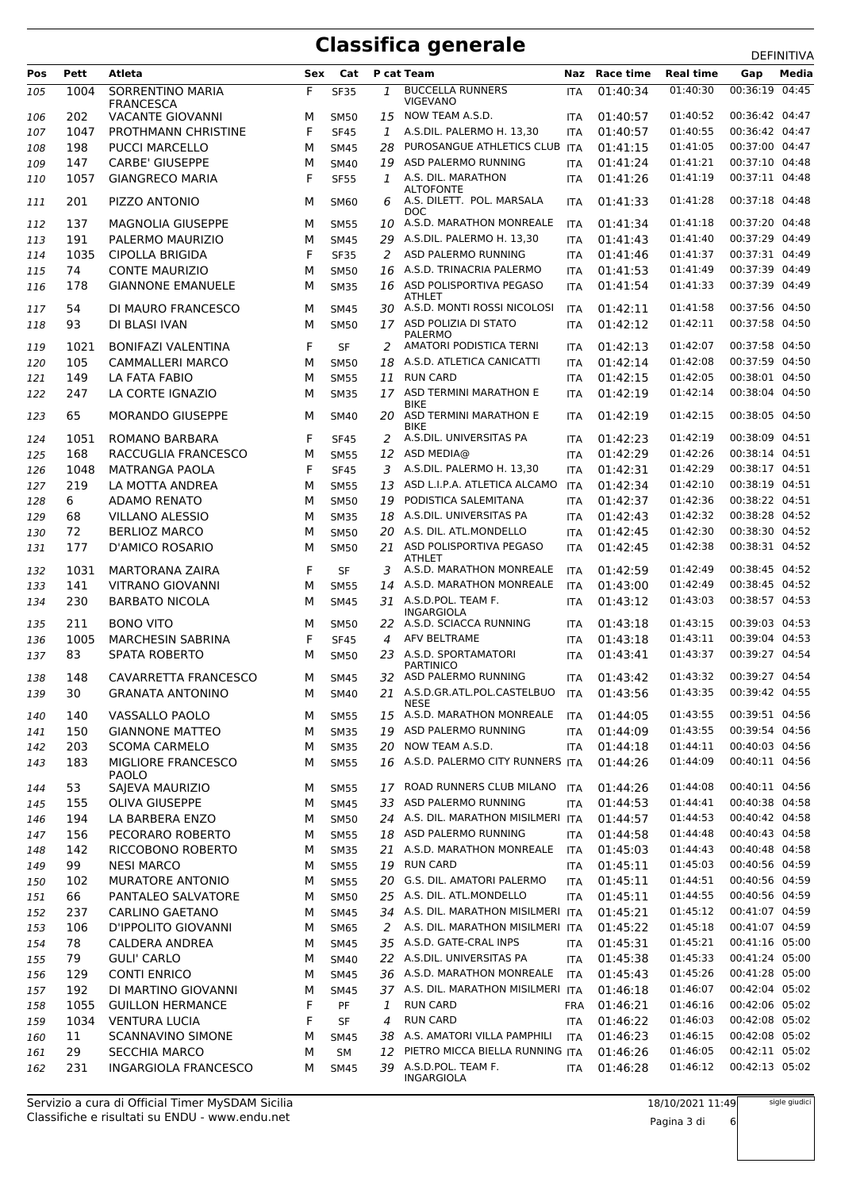# Classifica generale

DEFINITIVA

| Pos | Pett | Atleta | Sex | Cat | P cat | Team | Naz | Race time | Real time | Gap | Media |
|---|---|---|---|---|---|---|---|---|---|---|---|
| 105 | 1004 | SORRENTINO MARIA FRANCESCA | F | SF35 | 1 | BUCCELLA RUNNERS VIGEVANO | ITA | 01:40:34 | 01:40:30 | 00:36:19 | 04:45 |
| 106 | 202 | VACANTE GIOVANNI | M | SM50 | 15 | NOW TEAM A.S.D. | ITA | 01:40:57 | 01:40:52 | 00:36:42 | 04:47 |
| 107 | 1047 | PROTHMANN CHRISTINE | F | SF45 | 1 | A.S.DIL. PALERMO H. 13,30 | ITA | 01:40:57 | 01:40:55 | 00:36:42 | 04:47 |
| 108 | 198 | PUCCI MARCELLO | M | SM45 | 28 | PUROSANGUE ATHLETICS CLUB | ITA | 01:41:15 | 01:41:05 | 00:37:00 | 04:47 |
| 109 | 147 | CARBE' GIUSEPPE | M | SM40 | 19 | ASD PALERMO RUNNING | ITA | 01:41:24 | 01:41:21 | 00:37:10 | 04:48 |
| 110 | 1057 | GIANGRECO MARIA | F | SF55 | 1 | A.S. DIL. MARATHON ALTOFONTE | ITA | 01:41:26 | 01:41:19 | 00:37:11 | 04:48 |
| 111 | 201 | PIZZO ANTONIO | M | SM60 | 6 | A.S. DILETT. POL. MARSALA DOC | ITA | 01:41:33 | 01:41:28 | 00:37:18 | 04:48 |
| 112 | 137 | MAGNOLIA GIUSEPPE | M | SM55 | 10 | A.S.D. MARATHON MONREALE | ITA | 01:41:34 | 01:41:18 | 00:37:20 | 04:48 |
| 113 | 191 | PALERMO MAURIZIO | M | SM45 | 29 | A.S.DIL. PALERMO H. 13,30 | ITA | 01:41:43 | 01:41:40 | 00:37:29 | 04:49 |
| 114 | 1035 | CIPOLLA BRIGIDA | F | SF35 | 2 | ASD PALERMO RUNNING | ITA | 01:41:46 | 01:41:37 | 00:37:31 | 04:49 |
| 115 | 74 | CONTE MAURIZIO | M | SM50 | 16 | A.S.D. TRINACRIA PALERMO | ITA | 01:41:53 | 01:41:49 | 00:37:39 | 04:49 |
| 116 | 178 | GIANNONE EMANUELE | M | SM35 | 16 | ASD POLISPORTIVA PEGASO ATHLET | ITA | 01:41:54 | 01:41:33 | 00:37:39 | 04:49 |
| 117 | 54 | DI MAURO FRANCESCO | M | SM45 | 30 | A.S.D. MONTI ROSSI NICOLOSI | ITA | 01:42:11 | 01:41:58 | 00:37:56 | 04:50 |
| 118 | 93 | DI BLASI IVAN | M | SM50 | 17 | ASD POLIZIA DI STATO PALERMO | ITA | 01:42:12 | 01:42:11 | 00:37:58 | 04:50 |
| 119 | 1021 | BONIFAZI VALENTINA | F | SF | 2 | AMATORI PODISTICA TERNI | ITA | 01:42:13 | 01:42:07 | 00:37:58 | 04:50 |
| 120 | 105 | CAMMALLERI MARCO | M | SM50 | 18 | A.S.D. ATLETICA CANICATTI | ITA | 01:42:14 | 01:42:08 | 00:37:59 | 04:50 |
| 121 | 149 | LA FATA FABIO | M | SM55 | 11 | RUN CARD | ITA | 01:42:15 | 01:42:05 | 00:38:01 | 04:50 |
| 122 | 247 | LA CORTE IGNAZIO | M | SM35 | 17 | ASD TERMINI MARATHON E BIKE | ITA | 01:42:19 | 01:42:14 | 00:38:04 | 04:50 |
| 123 | 65 | MORANDO GIUSEPPE | M | SM40 | 20 | ASD TERMINI MARATHON E BIKE | ITA | 01:42:19 | 01:42:15 | 00:38:05 | 04:50 |
| 124 | 1051 | ROMANO BARBARA | F | SF45 | 2 | A.S.DIL. UNIVERSITAS PA | ITA | 01:42:23 | 01:42:19 | 00:38:09 | 04:51 |
| 125 | 168 | RACCUGLIA FRANCESCO | M | SM55 | 12 | ASD MEDIA@ | ITA | 01:42:29 | 01:42:26 | 00:38:14 | 04:51 |
| 126 | 1048 | MATRANGA PAOLA | F | SF45 | 3 | A.S.DIL. PALERMO H. 13,30 | ITA | 01:42:31 | 01:42:29 | 00:38:17 | 04:51 |
| 127 | 219 | LA MOTTA ANDREA | M | SM55 | 13 | ASD L.I.P.A. ATLETICA ALCAMO | ITA | 01:42:34 | 01:42:10 | 00:38:19 | 04:51 |
| 128 | 6 | ADAMO RENATO | M | SM50 | 19 | PODISTICA SALEMITANA | ITA | 01:42:37 | 01:42:36 | 00:38:22 | 04:51 |
| 129 | 68 | VILLANO ALESSIO | M | SM35 | 18 | A.S.DIL. UNIVERSITAS PA | ITA | 01:42:43 | 01:42:32 | 00:38:28 | 04:52 |
| 130 | 72 | BERLIOZ MARCO | M | SM50 | 20 | A.S. DIL. ATL.MONDELLO | ITA | 01:42:45 | 01:42:30 | 00:38:30 | 04:52 |
| 131 | 177 | D'AMICO ROSARIO | M | SM50 | 21 | ASD POLISPORTIVA PEGASO ATHLET | ITA | 01:42:45 | 01:42:38 | 00:38:31 | 04:52 |
| 132 | 1031 | MARTORANA ZAIRA | F | SF | 3 | A.S.D. MARATHON MONREALE | ITA | 01:42:59 | 01:42:49 | 00:38:45 | 04:52 |
| 133 | 141 | VITRANO GIOVANNI | M | SM55 | 14 | A.S.D. MARATHON MONREALE | ITA | 01:43:00 | 01:42:49 | 00:38:45 | 04:52 |
| 134 | 230 | BARBATO NICOLA | M | SM45 | 31 | A.S.D.POL. TEAM F. INGARGIOLA | ITA | 01:43:12 | 01:43:03 | 00:38:57 | 04:53 |
| 135 | 211 | BONO VITO | M | SM50 | 22 | A.S.D. SCIACCA RUNNING | ITA | 01:43:18 | 01:43:15 | 00:39:03 | 04:53 |
| 136 | 1005 | MARCHESIN SABRINA | F | SF45 | 4 | AFV BELTRAME | ITA | 01:43:18 | 01:43:11 | 00:39:04 | 04:53 |
| 137 | 83 | SPATA ROBERTO | M | SM50 | 23 | A.S.D. SPORTAMATORI PARTINICO | ITA | 01:43:41 | 01:43:37 | 00:39:27 | 04:54 |
| 138 | 148 | CAVARRETTA FRANCESCO | M | SM45 | 32 | ASD PALERMO RUNNING | ITA | 01:43:42 | 01:43:32 | 00:39:27 | 04:54 |
| 139 | 30 | GRANATA ANTONINO | M | SM40 | 21 | A.S.D.GR.ATL.POL.CASTELBUONESE | ITA | 01:43:56 | 01:43:35 | 00:39:42 | 04:55 |
| 140 | 140 | VASSALLO PAOLO | M | SM55 | 15 | A.S.D. MARATHON MONREALE | ITA | 01:44:05 | 01:43:55 | 00:39:51 | 04:56 |
| 141 | 150 | GIANNONE MATTEO | M | SM35 | 19 | ASD PALERMO RUNNING | ITA | 01:44:09 | 01:43:55 | 00:39:54 | 04:56 |
| 142 | 203 | SCOMA CARMELO | M | SM35 | 20 | NOW TEAM A.S.D. | ITA | 01:44:18 | 01:44:11 | 00:40:03 | 04:56 |
| 143 | 183 | MIGLIORE FRANCESCO PAOLO | M | SM55 | 16 | A.S.D. PALERMO CITY RUNNERS | ITA | 01:44:26 | 01:44:09 | 00:40:11 | 04:56 |
| 144 | 53 | SAJEVA MAURIZIO | M | SM55 | 17 | ROAD RUNNERS CLUB MILANO | ITA | 01:44:26 | 01:44:08 | 00:40:11 | 04:56 |
| 145 | 155 | OLIVA GIUSEPPE | M | SM45 | 33 | ASD PALERMO RUNNING | ITA | 01:44:53 | 01:44:41 | 00:40:38 | 04:58 |
| 146 | 194 | LA BARBERA ENZO | M | SM50 | 24 | A.S. DIL. MARATHON MISILMERI | ITA | 01:44:57 | 01:44:53 | 00:40:42 | 04:58 |
| 147 | 156 | PECORARO ROBERTO | M | SM55 | 18 | ASD PALERMO RUNNING | ITA | 01:44:58 | 01:44:48 | 00:40:43 | 04:58 |
| 148 | 142 | RICCOBONO ROBERTO | M | SM35 | 21 | A.S.D. MARATHON MONREALE | ITA | 01:45:03 | 01:44:43 | 00:40:48 | 04:58 |
| 149 | 99 | NESI MARCO | M | SM55 | 19 | RUN CARD | ITA | 01:45:11 | 01:45:03 | 00:40:56 | 04:59 |
| 150 | 102 | MURATORE ANTONIO | M | SM55 | 20 | G.S. DIL. AMATORI PALERMO | ITA | 01:45:11 | 01:44:51 | 00:40:56 | 04:59 |
| 151 | 66 | PANTALEO SALVATORE | M | SM50 | 25 | A.S. DIL. ATL.MONDELLO | ITA | 01:45:11 | 01:44:55 | 00:40:56 | 04:59 |
| 152 | 237 | CARLINO GAETANO | M | SM45 | 34 | A.S. DIL. MARATHON MISILMERI | ITA | 01:45:21 | 01:45:12 | 00:41:07 | 04:59 |
| 153 | 106 | D'IPPOLITO GIOVANNI | M | SM65 | 2 | A.S. DIL. MARATHON MISILMERI | ITA | 01:45:22 | 01:45:18 | 00:41:07 | 04:59 |
| 154 | 78 | CALDERA ANDREA | M | SM45 | 35 | A.S.D. GATE-CRAL INPS | ITA | 01:45:31 | 01:45:21 | 00:41:16 | 05:00 |
| 155 | 79 | GULI' CARLO | M | SM40 | 22 | A.S.DIL. UNIVERSITAS PA | ITA | 01:45:38 | 01:45:33 | 00:41:24 | 05:00 |
| 156 | 129 | CONTI ENRICO | M | SM45 | 36 | A.S.D. MARATHON MONREALE | ITA | 01:45:43 | 01:45:26 | 00:41:28 | 05:00 |
| 157 | 192 | DI MARTINO GIOVANNI | M | SM45 | 37 | A.S. DIL. MARATHON MISILMERI | ITA | 01:46:18 | 01:46:07 | 00:42:04 | 05:02 |
| 158 | 1055 | GUILLON HERMANCE | F | PF | 1 | RUN CARD | FRA | 01:46:21 | 01:46:16 | 00:42:06 | 05:02 |
| 159 | 1034 | VENTURA LUCIA | F | SF | 4 | RUN CARD | ITA | 01:46:22 | 01:46:03 | 00:42:08 | 05:02 |
| 160 | 11 | SCANNAVINO SIMONE | M | SM45 | 38 | A.S. AMATORI VILLA PAMPHILI | ITA | 01:46:23 | 01:46:15 | 00:42:08 | 05:02 |
| 161 | 29 | SECCHIA MARCO | M | SM | 12 | PIETRO MICCA BIELLA RUNNING | ITA | 01:46:26 | 01:46:05 | 00:42:11 | 05:02 |
| 162 | 231 | INGARGIOLA FRANCESCO | M | SM45 | 39 | A.S.D.POL. TEAM F. INGARGIOLA | ITA | 01:46:28 | 01:46:12 | 00:42:13 | 05:02 |

Servizio a cura di Official Timer MySDAM Sicilia
Classifiche e risultati su ENDU - www.endu.net

18/10/2021 11:49

sigle giudici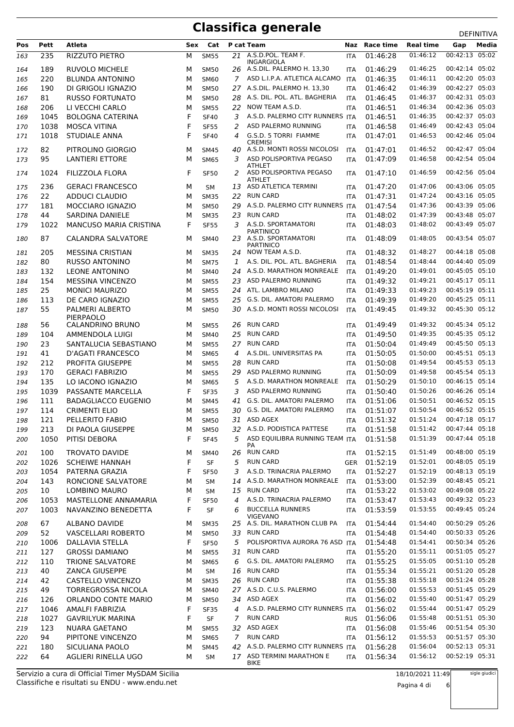# Classifica generale

DEFINITIVA

| Pos | Pett | Atleta | Sex | Cat | P cat | Team | Naz | Race time | Real time | Gap | Media |
|---|---|---|---|---|---|---|---|---|---|---|---|
| 163 | 235 | RIZZUTO PIETRO | M | SM55 | 21 | A.S.D.POL. TEAM F. INGARGIOLA | ITA | 01:46:28 | 01:46:12 | 00:42:13 | 05:02 |
| 164 | 189 | RUVOLO MICHELE | M | SM50 | 26 | A.S.DIL. PALERMO H. 13,30 | ITA | 01:46:29 | 01:46:25 | 00:42:14 | 05:02 |
| 165 | 220 | BLUNDA ANTONINO | M | SM60 | 7 | ASD L.I.P.A. ATLETICA ALCAMO | ITA | 01:46:35 | 01:46:11 | 00:42:20 | 05:03 |
| 166 | 190 | DI GRIGOLI IGNAZIO | M | SM50 | 27 | A.S.DIL. PALERMO H. 13,30 | ITA | 01:46:42 | 01:46:39 | 00:42:27 | 05:03 |
| 167 | 81 | RUSSO FORTUNATO | M | SM50 | 28 | A.S. DIL. POL. ATL. BAGHERIA | ITA | 01:46:45 | 01:46:37 | 00:42:31 | 05:03 |
| 168 | 206 | LI VECCHI CARLO | M | SM55 | 22 | NOW TEAM A.S.D. | ITA | 01:46:51 | 01:46:34 | 00:42:36 | 05:03 |
| 169 | 1045 | BOLOGNA CATERINA | F | SF40 | 3 | A.S.D. PALERMO CITY RUNNERS | ITA | 01:46:51 | 01:46:35 | 00:42:37 | 05:03 |
| 170 | 1038 | MOSCA VITINA | F | SF55 | 2 | ASD PALERMO RUNNING | ITA | 01:46:58 | 01:46:49 | 00:42:43 | 05:04 |
| 171 | 1018 | STUDIALE ANNA | F | SF40 | 4 | G.S.D. 5 TORRI FIAMME CREMISI | ITA | 01:47:01 | 01:46:53 | 00:42:46 | 05:04 |
| 172 | 82 | PITROLINO GIORGIO | M | SM45 | 40 | A.S.D. MONTI ROSSI NICOLOSI | ITA | 01:47:01 | 01:46:52 | 00:42:47 | 05:04 |
| 173 | 95 | LANTIERI ETTORE | M | SM65 | 3 | ASD POLISPORTIVA PEGASO ATHLET | ITA | 01:47:09 | 01:46:58 | 00:42:54 | 05:04 |
| 174 | 1024 | FILIZZOLA FLORA | F | SF50 | 2 | ASD POLISPORTIVA PEGASO ATHLET | ITA | 01:47:10 | 01:46:59 | 00:42:56 | 05:04 |
| 175 | 236 | GERACI FRANCESCO | M | SM | 13 | ASD ATLETICA TERMINI | ITA | 01:47:20 | 01:47:06 | 00:43:06 | 05:05 |
| 176 | 22 | ADDUCI CLAUDIO | M | SM35 | 22 | RUN CARD | ITA | 01:47:31 | 01:47:24 | 00:43:16 | 05:05 |
| 177 | 181 | MOCCIARO IGNAZIO | M | SM50 | 29 | A.S.D. PALERMO CITY RUNNERS | ITA | 01:47:54 | 01:47:36 | 00:43:39 | 05:06 |
| 178 | 44 | SARDINA DANIELE | M | SM35 | 23 | RUN CARD | ITA | 01:48:02 | 01:47:39 | 00:43:48 | 05:07 |
| 179 | 1022 | MANCUSO MARIA CRISTINA | F | SF55 | 3 | A.S.D. SPORTAMATORI PARTINICO | ITA | 01:48:03 | 01:48:02 | 00:43:49 | 05:07 |
| 180 | 87 | CALANDRA SALVATORE | M | SM40 | 23 | A.S.D. SPORTAMATORI PARTINICO | ITA | 01:48:09 | 01:48:05 | 00:43:54 | 05:07 |
| 181 | 205 | MESSINA CRISTIAN | M | SM35 | 24 | NOW TEAM A.S.D. | ITA | 01:48:32 | 01:48:27 | 00:44:18 | 05:08 |
| 182 | 80 | RUSSO ANTONINO | M | SM75 | 1 | A.S. DIL. POL. ATL. BAGHERIA | ITA | 01:48:54 | 01:48:44 | 00:44:40 | 05:09 |
| 183 | 132 | LEONE ANTONINO | M | SM40 | 24 | A.S.D. MARATHON MONREALE | ITA | 01:49:20 | 01:49:01 | 00:45:05 | 05:10 |
| 184 | 154 | MESSINA VINCENZO | M | SM55 | 23 | ASD PALERMO RUNNING | ITA | 01:49:32 | 01:49:21 | 00:45:17 | 05:11 |
| 185 | 25 | MONICI MAURIZO | M | SM55 | 24 | ATL. LAMBRO MILANO | ITA | 01:49:33 | 01:49:23 | 00:45:19 | 05:11 |
| 186 | 113 | DE CARO IGNAZIO | M | SM55 | 25 | G.S. DIL. AMATORI PALERMO | ITA | 01:49:39 | 01:49:20 | 00:45:25 | 05:11 |
| 187 | 55 | PALMERI ALBERTO PIERPAOLO | M | SM50 | 30 | A.S.D. MONTI ROSSI NICOLOSI | ITA | 01:49:45 | 01:49:32 | 00:45:30 | 05:12 |
| 188 | 56 | CALANDRINO BRUNO | M | SM55 | 26 | RUN CARD | ITA | 01:49:49 | 01:49:32 | 00:45:34 | 05:12 |
| 189 | 104 | AMMENDOLA LUIGI | M | SM40 | 25 | RUN CARD | ITA | 01:49:50 | 01:49:35 | 00:45:35 | 05:12 |
| 190 | 23 | SANTALUCIA SEBASTIANO | M | SM55 | 27 | RUN CARD | ITA | 01:50:04 | 01:49:49 | 00:45:50 | 05:13 |
| 191 | 41 | D'AGATI FRANCESCO | M | SM65 | 4 | A.S.DIL. UNIVERSITAS PA | ITA | 01:50:05 | 01:50:00 | 00:45:51 | 05:13 |
| 192 | 212 | PROFITA GIUSEPPE | M | SM55 | 28 | RUN CARD | ITA | 01:50:08 | 01:49:54 | 00:45:53 | 05:13 |
| 193 | 170 | GERACI FABRIZIO | M | SM55 | 29 | ASD PALERMO RUNNING | ITA | 01:50:09 | 01:49:58 | 00:45:54 | 05:13 |
| 194 | 135 | LO IACONO IGNAZIO | M | SM65 | 5 | A.S.D. MARATHON MONREALE | ITA | 01:50:29 | 01:50:10 | 00:46:15 | 05:14 |
| 195 | 1039 | PASSANTE MARCELLA | F | SF35 | 3 | ASD PALERMO RUNNING | ITA | 01:50:40 | 01:50:26 | 00:46:26 | 05:14 |
| 196 | 111 | BADAGLIACCO EUGENIO | M | SM45 | 41 | G.S. DIL. AMATORI PALERMO | ITA | 01:51:06 | 01:50:51 | 00:46:52 | 05:15 |
| 197 | 114 | CRIMENTI ELIO | M | SM55 | 30 | G.S. DIL. AMATORI PALERMO | ITA | 01:51:07 | 01:50:54 | 00:46:52 | 05:15 |
| 198 | 121 | PELLERITO FABIO | M | SM50 | 31 | ASD AGEX | ITA | 01:51:32 | 01:51:24 | 00:47:18 | 05:17 |
| 199 | 213 | DI PAOLA GIUSEPPE | M | SM50 | 32 | A.S.D. PODISTICA PATTESE | ITA | 01:51:58 | 01:51:42 | 00:47:44 | 05:18 |
| 200 | 1050 | PITISI DEBORA | F | SF45 | 5 | ASD EQUILIBRA RUNNING TEAM PA | ITA | 01:51:58 | 01:51:39 | 00:47:44 | 05:18 |
| 201 | 100 | TROVATO DAVIDE | M | SM40 | 26 | RUN CARD | ITA | 01:52:15 | 01:51:49 | 00:48:00 | 05:19 |
| 202 | 1026 | SCHEIWE HANNAH | F | SF | 5 | RUN CARD | GER | 01:52:19 | 01:52:01 | 00:48:05 | 05:19 |
| 203 | 1054 | PATERNA GRAZIA | F | SF50 | 3 | A.S.D. TRINACRIA PALERMO | ITA | 01:52:27 | 01:52:19 | 00:48:13 | 05:19 |
| 204 | 143 | RONCIONE SALVATORE | M | SM | 14 | A.S.D. MARATHON MONREALE | ITA | 01:53:00 | 01:52:39 | 00:48:45 | 05:21 |
| 205 | 10 | LOMBINO MAURO | M | SM | 15 | RUN CARD | ITA | 01:53:22 | 01:53:02 | 00:49:08 | 05:22 |
| 206 | 1053 | MASTELLONE ANNAMARIA | F | SF50 | 4 | A.S.D. TRINACRIA PALERMO | ITA | 01:53:47 | 01:53:43 | 00:49:32 | 05:23 |
| 207 | 1003 | NAVANZINO BENEDETTA | F | SF | 6 | BUCCELLA RUNNERS VIGEVANO | ITA | 01:53:59 | 01:53:55 | 00:49:45 | 05:24 |
| 208 | 67 | ALBANO DAVIDE | M | SM35 | 25 | A.S. DIL. MARATHON CLUB PA | ITA | 01:54:44 | 01:54:40 | 00:50:29 | 05:26 |
| 209 | 52 | VASCELLARI ROBERTO | M | SM50 | 33 | RUN CARD | ITA | 01:54:48 | 01:54:40 | 00:50:33 | 05:26 |
| 210 | 1006 | DALLAVIA STELLA | F | SF50 | 5 | POLISPORTIVA AURORA 76 ASD | ITA | 01:54:48 | 01:54:41 | 00:50:34 | 05:26 |
| 211 | 127 | GROSSI DAMIANO | M | SM55 | 31 | RUN CARD | ITA | 01:55:20 | 01:55:11 | 00:51:05 | 05:27 |
| 212 | 110 | TRIONE SALVATORE | M | SM65 | 6 | G.S. DIL. AMATORI PALERMO | ITA | 01:55:25 | 01:55:05 | 00:51:10 | 05:28 |
| 213 | 40 | ZANCA GIUSEPPE | M | SM | 16 | RUN CARD | ITA | 01:55:34 | 01:55:21 | 00:51:20 | 05:28 |
| 214 | 42 | CASTELLO VINCENZO | M | SM35 | 26 | RUN CARD | ITA | 01:55:38 | 01:55:18 | 00:51:24 | 05:28 |
| 215 | 49 | TORREGROSSA NICOLA | M | SM40 | 27 | A.S.D. C.U.S. PALERMO | ITA | 01:56:00 | 01:55:53 | 00:51:45 | 05:29 |
| 216 | 126 | ORLANDO CONTE MARIO | M | SM50 | 34 | ASD AGEX | ITA | 01:56:02 | 01:55:40 | 00:51:47 | 05:29 |
| 217 | 1046 | AMALFI FABRIZIA | F | SF35 | 4 | A.S.D. PALERMO CITY RUNNERS | ITA | 01:56:02 | 01:55:44 | 00:51:47 | 05:29 |
| 218 | 1027 | GAVRILYUK MARINA | F | SF | 7 | RUN CARD | RUS | 01:56:06 | 01:55:48 | 00:51:51 | 05:30 |
| 219 | 123 | NUARA GAETANO | M | SM55 | 32 | ASD AGEX | ITA | 01:56:08 | 01:55:46 | 00:51:54 | 05:30 |
| 220 | 94 | PIPITONE VINCENZO | M | SM65 | 7 | RUN CARD | ITA | 01:56:12 | 01:55:53 | 00:51:57 | 05:30 |
| 221 | 180 | SICULIANA PAOLO | M | SM45 | 42 | A.S.D. PALERMO CITY RUNNERS | ITA | 01:56:28 | 01:56:04 | 00:52:13 | 05:31 |
| 222 | 64 | AGLIERI RINELLA UGO | M | SM | 17 | ASD TERMINI MARATHON E BIKE | ITA | 01:56:34 | 01:56:12 | 00:52:19 | 05:31 |

Servizio a cura di Official Timer MySDAM Sicilia
Classifiche e risultati su ENDU - www.endu.net

18/10/2021 11:49

sigle giudici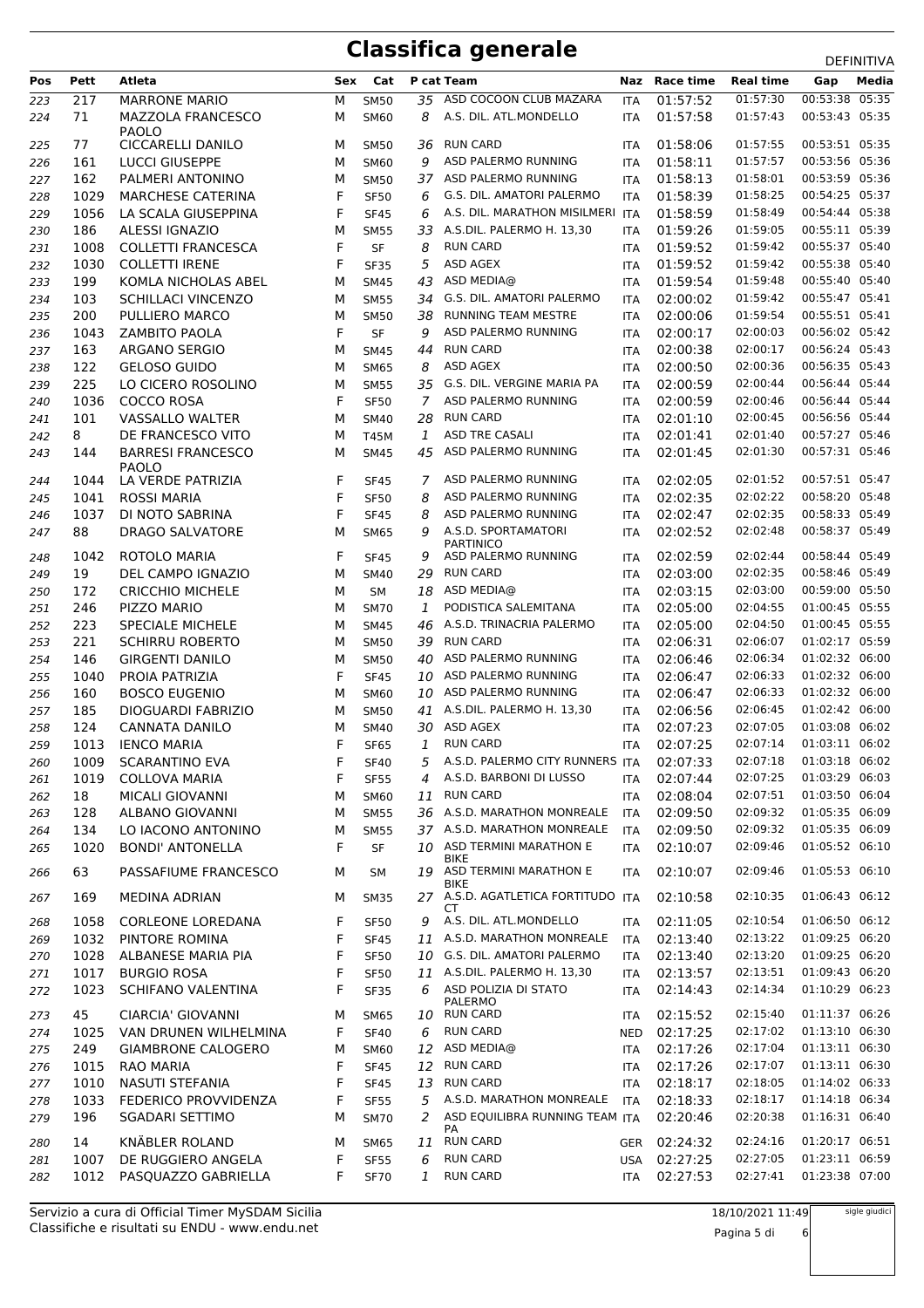# Classifica generale

DEFINITIVA

| Pos | Pett | Atleta | Sex | Cat | P cat | Team | Naz | Race time | Real time | Gap | Media |
|---|---|---|---|---|---|---|---|---|---|---|---|
| 223 | 217 | MARRONE MARIO | M | SM50 | 35 | ASD COCOON CLUB MAZARA | ITA | 01:57:52 | 01:57:30 | 00:53:38 | 05:35 |
| 224 | 71 | MAZZOLA FRANCESCO PAOLO | M | SM60 | 8 | A.S. DIL. ATL.MONDELLO | ITA | 01:57:58 | 01:57:43 | 00:53:43 | 05:35 |
| 225 | 77 | CICCARELLI DANILO | M | SM50 | 36 | RUN CARD | ITA | 01:58:06 | 01:57:55 | 00:53:51 | 05:35 |
| 226 | 161 | LUCCI GIUSEPPE | M | SM60 | 9 | ASD PALERMO RUNNING | ITA | 01:58:11 | 01:57:57 | 00:53:56 | 05:36 |
| 227 | 162 | PALMERI ANTONINO | M | SM50 | 37 | ASD PALERMO RUNNING | ITA | 01:58:13 | 01:58:01 | 00:53:59 | 05:36 |
| 228 | 1029 | MARCHESE CATERINA | F | SF50 | 6 | G.S. DIL. AMATORI PALERMO | ITA | 01:58:39 | 01:58:25 | 00:54:25 | 05:37 |
| 229 | 1056 | LA SCALA GIUSEPPINA | F | SF45 | 6 | A.S. DIL. MARATHON MISILMERI | ITA | 01:58:59 | 01:58:49 | 00:54:44 | 05:38 |
| 230 | 186 | ALESSI IGNAZIO | M | SM55 | 33 | A.S.DIL. PALERMO H. 13,30 | ITA | 01:59:26 | 01:59:05 | 00:55:11 | 05:39 |
| 231 | 1008 | COLLETTI FRANCESCA | F | SF | 8 | RUN CARD | ITA | 01:59:52 | 01:59:42 | 00:55:37 | 05:40 |
| 232 | 1030 | COLLETTI IRENE | F | SF35 | 5 | ASD AGEX | ITA | 01:59:52 | 01:59:42 | 00:55:38 | 05:40 |
| 233 | 199 | KOMLA NICHOLAS ABEL | M | SM45 | 43 | ASD MEDIA@ | ITA | 01:59:54 | 01:59:48 | 00:55:40 | 05:40 |
| 234 | 103 | SCHILLACI VINCENZO | M | SM55 | 34 | G.S. DIL. AMATORI PALERMO | ITA | 02:00:02 | 01:59:42 | 00:55:47 | 05:41 |
| 235 | 200 | PULLIERO MARCO | M | SM50 | 38 | RUNNING TEAM MESTRE | ITA | 02:00:06 | 01:59:54 | 00:55:51 | 05:41 |
| 236 | 1043 | ZAMBITO PAOLA | F | SF | 9 | ASD PALERMO RUNNING | ITA | 02:00:17 | 02:00:03 | 00:56:02 | 05:42 |
| 237 | 163 | ARGANO SERGIO | M | SM45 | 44 | RUN CARD | ITA | 02:00:38 | 02:00:17 | 00:56:24 | 05:43 |
| 238 | 122 | GELOSO GUIDO | M | SM65 | 8 | ASD AGEX | ITA | 02:00:50 | 02:00:36 | 00:56:35 | 05:43 |
| 239 | 225 | LO CICERO ROSOLINO | M | SM55 | 35 | G.S. DIL. VERGINE MARIA PA | ITA | 02:00:59 | 02:00:44 | 00:56:44 | 05:44 |
| 240 | 1036 | COCCO ROSA | F | SF50 | 7 | ASD PALERMO RUNNING | ITA | 02:00:59 | 02:00:46 | 00:56:44 | 05:44 |
| 241 | 101 | VASSALLO WALTER | M | SM40 | 28 | RUN CARD | ITA | 02:01:10 | 02:00:45 | 00:56:56 | 05:44 |
| 242 | 8 | DE FRANCESCO VITO | M | T45M | 1 | ASD TRE CASALI | ITA | 02:01:41 | 02:01:40 | 00:57:27 | 05:46 |
| 243 | 144 | BARRESI FRANCESCO PAOLO | M | SM45 | 45 | ASD PALERMO RUNNING | ITA | 02:01:45 | 02:01:30 | 00:57:31 | 05:46 |
| 244 | 1044 | LA VERDE PATRIZIA | F | SF45 | 7 | ASD PALERMO RUNNING | ITA | 02:02:05 | 02:01:52 | 00:57:51 | 05:47 |
| 245 | 1041 | ROSSI MARIA | F | SF50 | 8 | ASD PALERMO RUNNING | ITA | 02:02:35 | 02:02:22 | 00:58:20 | 05:48 |
| 246 | 1037 | DI NOTO SABRINA | F | SF45 | 8 | ASD PALERMO RUNNING | ITA | 02:02:47 | 02:02:35 | 00:58:33 | 05:49 |
| 247 | 88 | DRAGO SALVATORE | M | SM65 | 9 | A.S.D. SPORTAMATORI PARTINICO | ITA | 02:02:52 | 02:02:48 | 00:58:37 | 05:49 |
| 248 | 1042 | ROTOLO MARIA | F | SF45 | 9 | ASD PALERMO RUNNING | ITA | 02:02:59 | 02:02:44 | 00:58:44 | 05:49 |
| 249 | 19 | DEL CAMPO IGNAZIO | M | SM40 | 29 | RUN CARD | ITA | 02:03:00 | 02:02:35 | 00:58:46 | 05:49 |
| 250 | 172 | CRICCHIO MICHELE | M | SM | 18 | ASD MEDIA@ | ITA | 02:03:15 | 02:03:00 | 00:59:00 | 05:50 |
| 251 | 246 | PIZZO MARIO | M | SM70 | 1 | PODISTICA SALEMITANA | ITA | 02:05:00 | 02:04:55 | 01:00:45 | 05:55 |
| 252 | 223 | SPECIALE MICHELE | M | SM45 | 46 | A.S.D. TRINACRIA PALERMO | ITA | 02:05:00 | 02:04:50 | 01:00:45 | 05:55 |
| 253 | 221 | SCHIRRU ROBERTO | M | SM50 | 39 | RUN CARD | ITA | 02:06:31 | 02:06:07 | 01:02:17 | 05:59 |
| 254 | 146 | GIRGENTI DANILO | M | SM50 | 40 | ASD PALERMO RUNNING | ITA | 02:06:46 | 02:06:34 | 01:02:32 | 06:00 |
| 255 | 1040 | PROIA PATRIZIA | F | SF45 | 10 | ASD PALERMO RUNNING | ITA | 02:06:47 | 02:06:33 | 01:02:32 | 06:00 |
| 256 | 160 | BOSCO EUGENIO | M | SM60 | 10 | ASD PALERMO RUNNING | ITA | 02:06:47 | 02:06:33 | 01:02:32 | 06:00 |
| 257 | 185 | DIOGUARDI FABRIZIO | M | SM50 | 41 | A.S.DIL. PALERMO H. 13,30 | ITA | 02:06:56 | 02:06:45 | 01:02:42 | 06:00 |
| 258 | 124 | CANNATA DANILO | M | SM40 | 30 | ASD AGEX | ITA | 02:07:23 | 02:07:05 | 01:03:08 | 06:02 |
| 259 | 1013 | IENCO MARIA | F | SF65 | 1 | RUN CARD | ITA | 02:07:25 | 02:07:14 | 01:03:11 | 06:02 |
| 260 | 1009 | SCARANTINO EVA | F | SF40 | 5 | A.S.D. PALERMO CITY RUNNERS | ITA | 02:07:33 | 02:07:18 | 01:03:18 | 06:02 |
| 261 | 1019 | COLLOVA MARIA | F | SF55 | 4 | A.S.D. BARBONI DI LUSSO | ITA | 02:07:44 | 02:07:25 | 01:03:29 | 06:03 |
| 262 | 18 | MICALI GIOVANNI | M | SM60 | 11 | RUN CARD | ITA | 02:08:04 | 02:07:51 | 01:03:50 | 06:04 |
| 263 | 128 | ALBANO GIOVANNI | M | SM55 | 36 | A.S.D. MARATHON MONREALE | ITA | 02:09:50 | 02:09:32 | 01:05:35 | 06:09 |
| 264 | 134 | LO IACONO ANTONINO | M | SM55 | 37 | A.S.D. MARATHON MONREALE | ITA | 02:09:50 | 02:09:32 | 01:05:35 | 06:09 |
| 265 | 1020 | BONDI' ANTONELLA | F | SF | 10 | ASD TERMINI MARATHON E BIKE | ITA | 02:10:07 | 02:09:46 | 01:05:52 | 06:10 |
| 266 | 63 | PASSAFIUME FRANCESCO | M | SM | 19 | ASD TERMINI MARATHON E BIKE | ITA | 02:10:07 | 02:09:46 | 01:05:53 | 06:10 |
| 267 | 169 | MEDINA ADRIAN | M | SM35 | 27 | A.S.D. AGATLETICA FORTITUDO CT | ITA | 02:10:58 | 02:10:35 | 01:06:43 | 06:12 |
| 268 | 1058 | CORLEONE LOREDANA | F | SF50 | 9 | A.S. DIL. ATL.MONDELLO | ITA | 02:11:05 | 02:10:54 | 01:06:50 | 06:12 |
| 269 | 1032 | PINTORE ROMINA | F | SF45 | 11 | A.S.D. MARATHON MONREALE | ITA | 02:13:40 | 02:13:22 | 01:09:25 | 06:20 |
| 270 | 1028 | ALBANESE MARIA PIA | F | SF50 | 10 | G.S. DIL. AMATORI PALERMO | ITA | 02:13:40 | 02:13:20 | 01:09:25 | 06:20 |
| 271 | 1017 | BURGIO ROSA | F | SF50 | 11 | A.S.DIL. PALERMO H. 13,30 | ITA | 02:13:57 | 02:13:51 | 01:09:43 | 06:20 |
| 272 | 1023 | SCHIFANO VALENTINA | F | SF35 | 6 | ASD POLIZIA DI STATO PALERMO | ITA | 02:14:43 | 02:14:34 | 01:10:29 | 06:23 |
| 273 | 45 | CIARCIA' GIOVANNI | M | SM65 | 10 | RUN CARD | ITA | 02:15:52 | 02:15:40 | 01:11:37 | 06:26 |
| 274 | 1025 | VAN DRUNEN WILHELMINA | F | SF40 | 6 | RUN CARD | NED | 02:17:25 | 02:17:02 | 01:13:10 | 06:30 |
| 275 | 249 | GIAMBRONE CALOGERO | M | SM60 | 12 | ASD MEDIA@ | ITA | 02:17:26 | 02:17:04 | 01:13:11 | 06:30 |
| 276 | 1015 | RAO MARIA | F | SF45 | 12 | RUN CARD | ITA | 02:17:26 | 02:17:07 | 01:13:11 | 06:30 |
| 277 | 1010 | NASUTI STEFANIA | F | SF45 | 13 | RUN CARD | ITA | 02:18:17 | 02:18:05 | 01:14:02 | 06:33 |
| 278 | 1033 | FEDERICO PROVVIDENZA | F | SF55 | 5 | A.S.D. MARATHON MONREALE | ITA | 02:18:33 | 02:18:17 | 01:14:18 | 06:34 |
| 279 | 196 | SGADARI SETTIMO | M | SM70 | 2 | ASD EQUILIBRA RUNNING TEAM PA | ITA | 02:20:46 | 02:20:38 | 01:16:31 | 06:40 |
| 280 | 14 | KNÄBLER ROLAND | M | SM65 | 11 | RUN CARD | GER | 02:24:32 | 02:24:16 | 01:20:17 | 06:51 |
| 281 | 1007 | DE RUGGIERO ANGELA | F | SF55 | 6 | RUN CARD | USA | 02:27:25 | 02:27:05 | 01:23:11 | 06:59 |
| 282 | 1012 | PASQUAZZO GABRIELLA | F | SF70 | 1 | RUN CARD | ITA | 02:27:53 | 02:27:41 | 01:23:38 | 07:00 |

Servizio a cura di Official Timer MySDAM Sicilia
Classifiche e risultati su ENDU - www.endu.net

18/10/2021 11:49

sigle giudici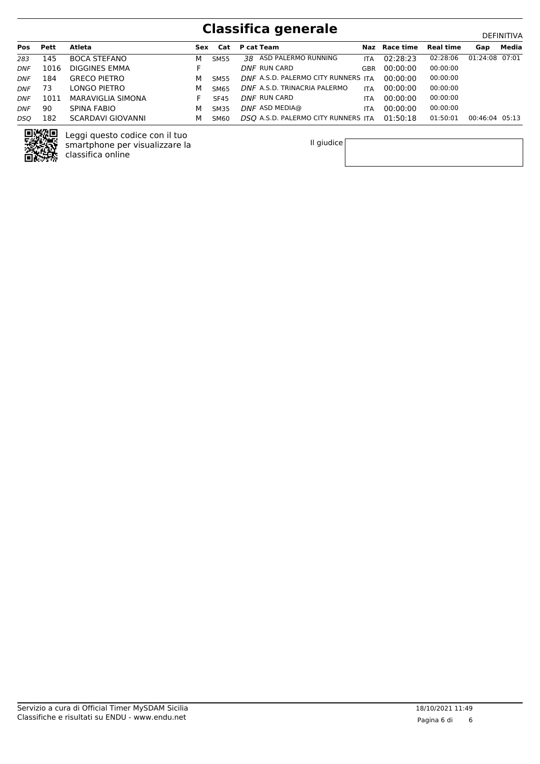# Classifica generale

DEFINITIVA

| Pos | Pett | Atleta | Sex | Cat | P cat | Team | Naz | Race time | Real time | Gap | Media |
|---|---|---|---|---|---|---|---|---|---|---|---|
| 283 | 145 | BOCA STEFANO | M | SM55 | 38 | ASD PALERMO RUNNING | ITA | 02:28:23 | 02:28:06 | 01:24:08 | 07:01 |
| DNF | 1016 | DIGGINES EMMA | F | | DNF | RUN CARD | GBR | 00:00:00 | 00:00:00 | | |
| DNF | 184 | GRECO PIETRO | M | SM55 | DNF | A.S.D. PALERMO CITY RUNNERS | ITA | 00:00:00 | 00:00:00 | | |
| DNF | 73 | LONGO PIETRO | M | SM65 | DNF | A.S.D. TRINACRIA PALERMO | ITA | 00:00:00 | 00:00:00 | | |
| DNF | 1011 | MARAVIGLIA SIMONA | F | SF45 | DNF | RUN CARD | ITA | 00:00:00 | 00:00:00 | | |
| DNF | 90 | SPINA FABIO | M | SM35 | DNF | ASD MEDIA@ | ITA | 00:00:00 | 00:00:00 | | |
| DSQ | 182 | SCARDAVI GIOVANNI | M | SM60 | DSQ | A.S.D. PALERMO CITY RUNNERS | ITA | 01:50:18 | 01:50:01 | 00:46:04 | 05:13 |

Leggi questo codice con il tuo smartphone per visualizzare la classifica online

Il giudice

Servizio a cura di Official Timer MySDAM Sicilia
Classifiche e risultati su ENDU - www.endu.net

18/10/2021 11:49